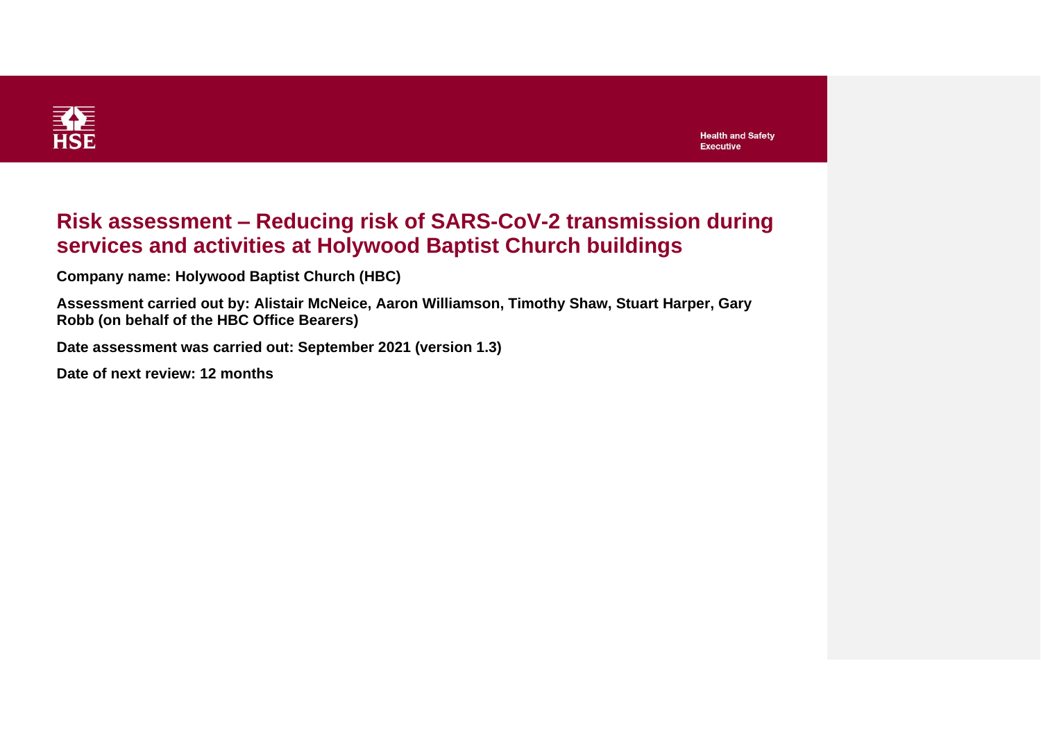# Risk assessment – Reducing risk of SARS-CoV-2 transmission during services and activities at Holywood Baptist Church buildings

**Company name: Holywood Baptist Church (HBC)**

**Assessment carried out by: Alistair McNeice, Aaron Williamson, Timothy Shaw, Stuart Harper, Gary Robb (on behalf of the HBC Office Bearers)**

**Date assessment was carried out: September 2021 (version 1.3)**

**Date of next review: 12 months**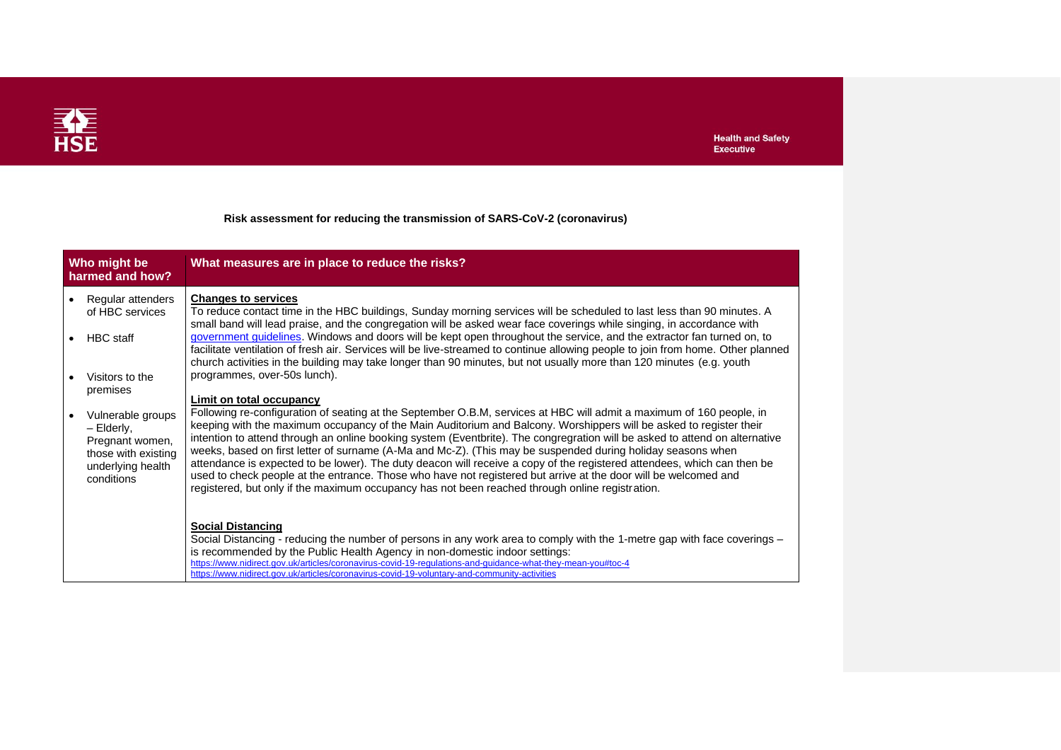**Risk assessment for reducing the transmission of SARS-CoV-2 (coronavirus)**

| Who might be harmed and how? | What measures are in place to reduce the risks? |
|---|---|
| • Regular attenders of HBC services<br><br>• HBC staff<br><br>• Visitors to the premises<br><br>• Vulnerable groups – Elderly, Pregnant women, those with existing underlying health conditions | **Changes to services**<br>To reduce contact time in the HBC buildings, Sunday morning services will be scheduled to last less than 90 minutes. A small band will lead praise, and the congregation will be asked wear face coverings while singing, in accordance with [government guidelines](). Windows and doors will be kept open throughout the service, and the extractor fan turned on, to facilitate ventilation of fresh air. Services will be live-streamed to continue allowing people to join from home. Other planned church activities in the building may take longer than 90 minutes, but not usually more than 120 minutes (e.g. youth programmes, over-50s lunch).<br><br>**Limit on total occupancy**<br>Following re-configuration of seating at the September O.B.M, services at HBC will admit a maximum of 160 people, in keeping with the maximum occupancy of the Main Auditorium and Balcony. Worshippers will be asked to register their intention to attend through an online booking system (Eventbrite). The congregation will be asked to attend on alternative weeks, based on first letter of surname (A-Ma and Mc-Z). (This may be suspended during holiday seasons when attendance is expected to be lower). The duty deacon will receive a copy of the registered attendees, which can then be used to check people at the entrance. Those who have not registered but arrive at the door will be welcomed and registered, but only if the maximum occupancy has not been reached through online registration.<br><br>**Social Distancing**<br>Social Distancing - reducing the number of persons in any work area to comply with the 1-metre gap with face coverings – is recommended by the Public Health Agency in non-domestic indoor settings:<br>https://www.nidirect.gov.uk/articles/coronavirus-covid-19-regulations-and-guidance-what-they-mean-you#toc-4<br>https://www.nidirect.gov.uk/articles/coronavirus-covid-19-voluntary-and-community-activities |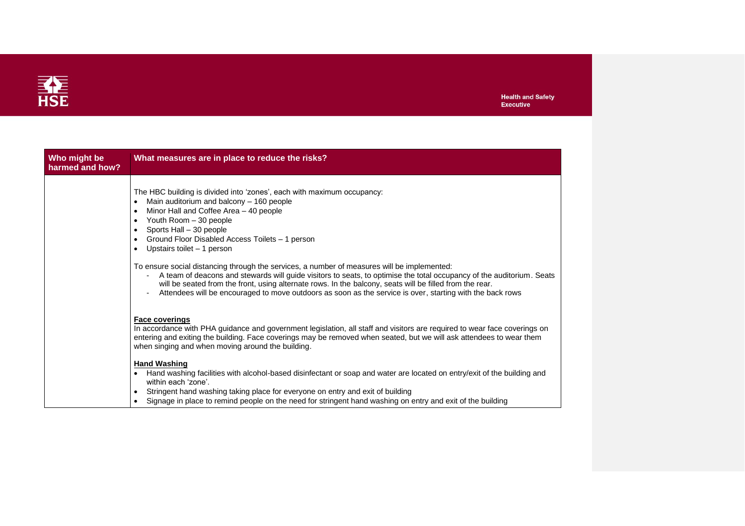| Who might be harmed and how? | What measures are in place to reduce the risks? |
|---|---|
| | The HBC building is divided into 'zones', each with maximum occupancy:<br>• Main auditorium and balcony – 160 people<br>• Minor Hall and Coffee Area – 40 people<br>• Youth Room – 30 people<br>• Sports Hall – 30 people<br>• Ground Floor Disabled Access Toilets – 1 person<br>• Upstairs toilet – 1 person<br><br>To ensure social distancing through the services, a number of measures will be implemented:<br>- A team of deacons and stewards will guide visitors to seats, to optimise the total occupancy of the auditorium. Seats will be seated from the front, using alternate rows. In the balcony, seats will be filled from the rear.<br>- Attendees will be encouraged to move outdoors as soon as the service is over, starting with the back rows<br><br>**Face coverings**<br>In accordance with PHA guidance and government legislation, all staff and visitors are required to wear face coverings on entering and exiting the building. Face coverings may be removed when seated, but we will ask attendees to wear them when singing and when moving around the building.<br><br>**Hand Washing**<br>• Hand washing facilities with alcohol-based disinfectant or soap and water are located on entry/exit of the building and within each 'zone'.<br>• Stringent hand washing taking place for everyone on entry and exit of building<br>• Signage in place to remind people on the need for stringent hand washing on entry and exit of the building |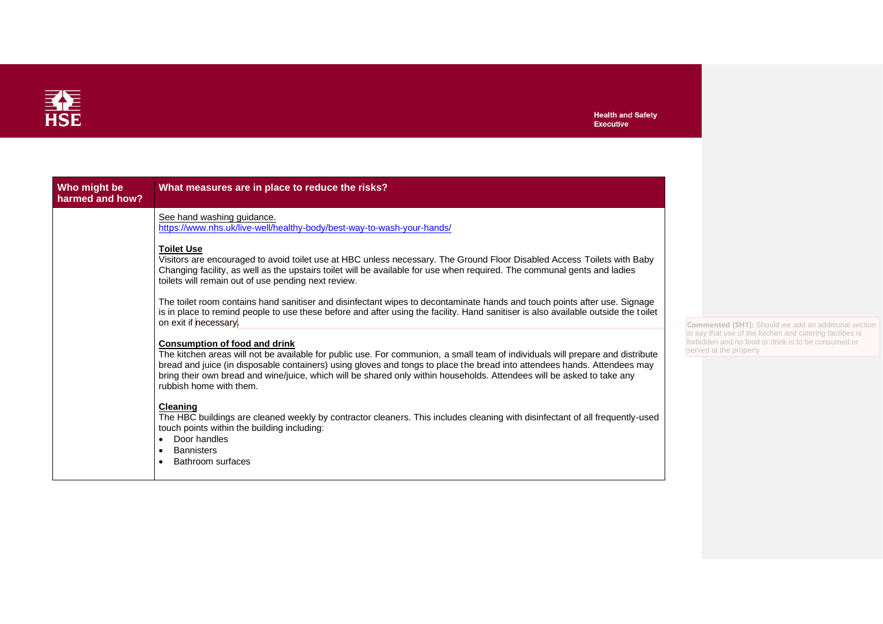| Who might be harmed and how? | What measures are in place to reduce the risks? |
|---|---|
| | See hand washing guidance. <br> https://www.nhs.uk/live-well/healthy-body/best-way-to-wash-your-hands/ <br><br> **Toilet Use** <br> Visitors are encouraged to avoid toilet use at HBC unless necessary. The Ground Floor Disabled Access Toilets with Baby Changing facility, as well as the upstairs toilet will be available for use when required. The communal gents and ladies toilets will remain out of use pending next review. <br><br> The toilet room contains hand sanitiser and disinfectant wipes to decontaminate hands and touch points after use. Signage is in place to remind people to use these before and after using the facility. Hand sanitiser is also available outside the toilet on exit if necessary. <br><br> **Consumption of food and drink** <br> The kitchen areas will not be available for public use. For communion, a small team of individuals will prepare and distribute bread and juice (in disposable containers) using gloves and tongs to place the bread into attendees hands. Attendees may bring their own bread and wine/juice, which will be shared only within households. Attendees will be asked to take any rubbish home with them. <br><br> **Cleaning** <br> The HBC buildings are cleaned weekly by contractor cleaners. This includes cleaning with disinfectant of all frequently-used touch points within the building including: <br> • Door handles <br> • Bannisters <br> • Bathroom surfaces |

Commented [SH1]: Should we add an additional section to say that use of the kitchen and catering facilities is forbidden and no food or drink is to be consumed or served at the property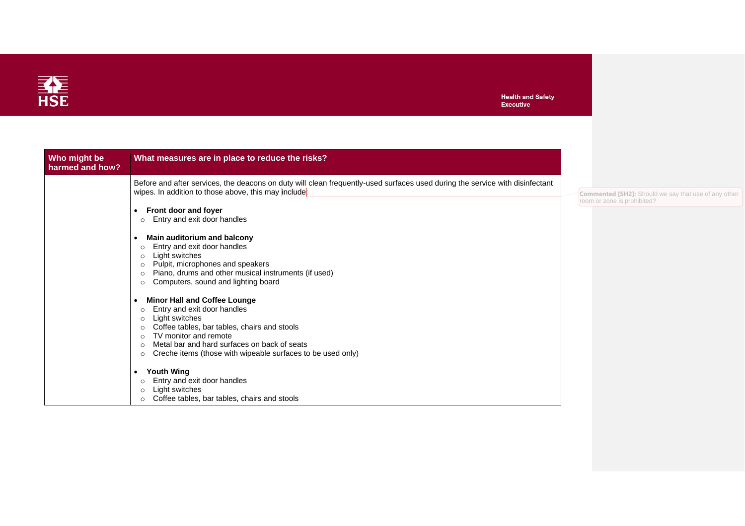| Who might be harmed and how? | What measures are in place to reduce the risks? |
|---|---|
| | Before and after services, the deacons on duty will clean frequently-used surfaces used during the service with disinfectant wipes. In addition to those above, this may include:<br><br>• **Front door and foyer**<br>  ○ Entry and exit door handles<br><br>• **Main auditorium and balcony**<br>  ○ Entry and exit door handles<br>  ○ Light switches<br>  ○ Pulpit, microphones and speakers<br>  ○ Piano, drums and other musical instruments (if used)<br>  ○ Computers, sound and lighting board<br><br>• **Minor Hall and Coffee Lounge**<br>  ○ Entry and exit door handles<br>  ○ Light switches<br>  ○ Coffee tables, bar tables, chairs and stools<br>  ○ TV monitor and remote<br>  ○ Metal bar and hard surfaces on back of seats<br>  ○ Creche items (those with wipeable surfaces to be used only)<br><br>• **Youth Wing**<br>  ○ Entry and exit door handles<br>  ○ Light switches<br>  ○ Coffee tables, bar tables, chairs and stools |

**Commented [SH2]:** Should we say that use of any other room or zone is prohibited?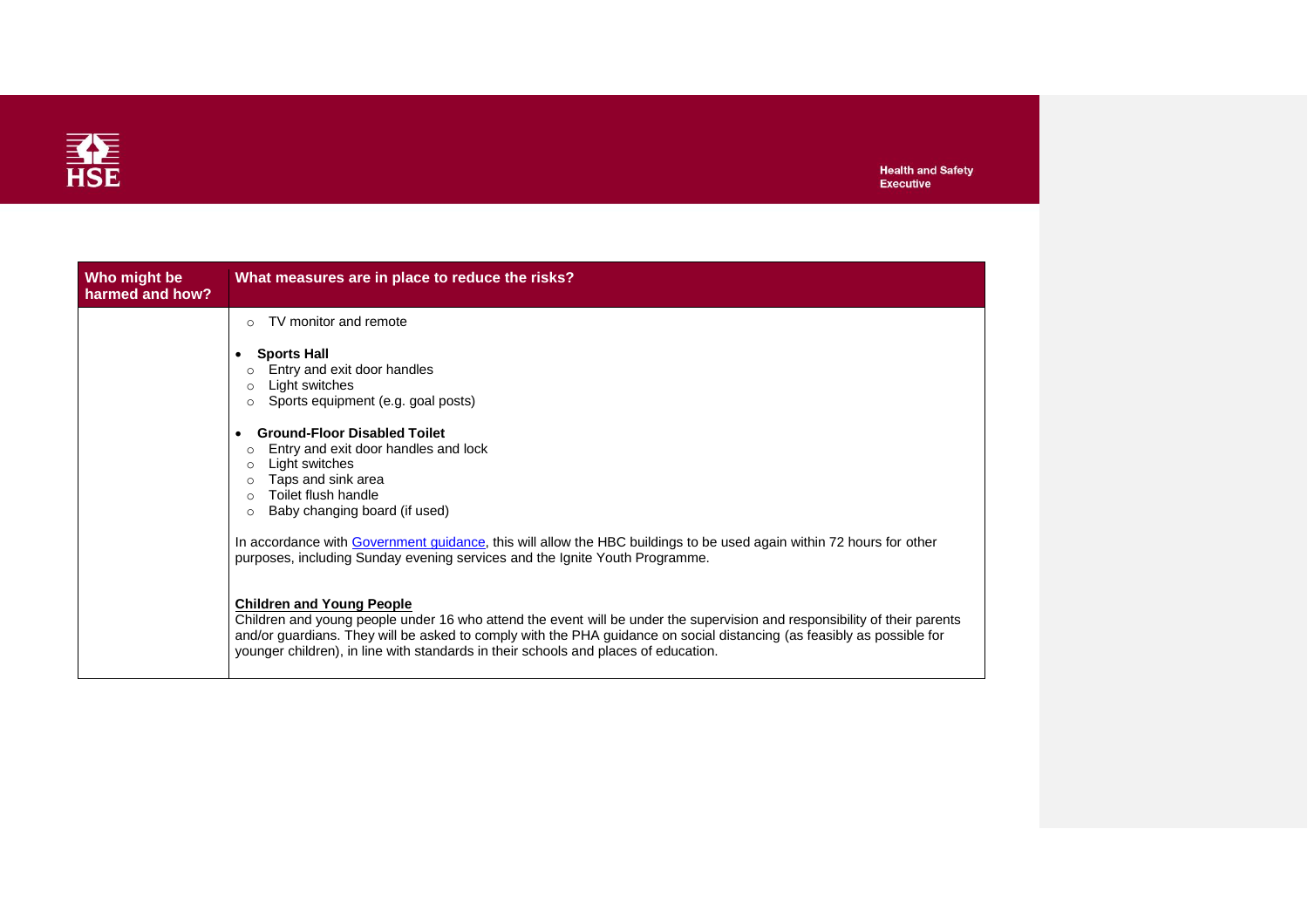| Who might be harmed and how? | What measures are in place to reduce the risks? |
| --- | --- |
| | ◦ TV monitor and remote<br><br>• **Sports Hall**<br>◦ Entry and exit door handles<br>◦ Light switches<br>◦ Sports equipment (e.g. goal posts)<br><br>• **Ground-Floor Disabled Toilet**<br>◦ Entry and exit door handles and lock<br>◦ Light switches<br>◦ Taps and sink area<br>◦ Toilet flush handle<br>◦ Baby changing board (if used)<br><br>In accordance with Government guidance, this will allow the HBC buildings to be used again within 72 hours for other purposes, including Sunday evening services and the Ignite Youth Programme.<br><br>**Children and Young People**<br>Children and young people under 16 who attend the event will be under the supervision and responsibility of their parents and/or guardians. They will be asked to comply with the PHA guidance on social distancing (as feasibly as possible for younger children), in line with standards in their schools and places of education. |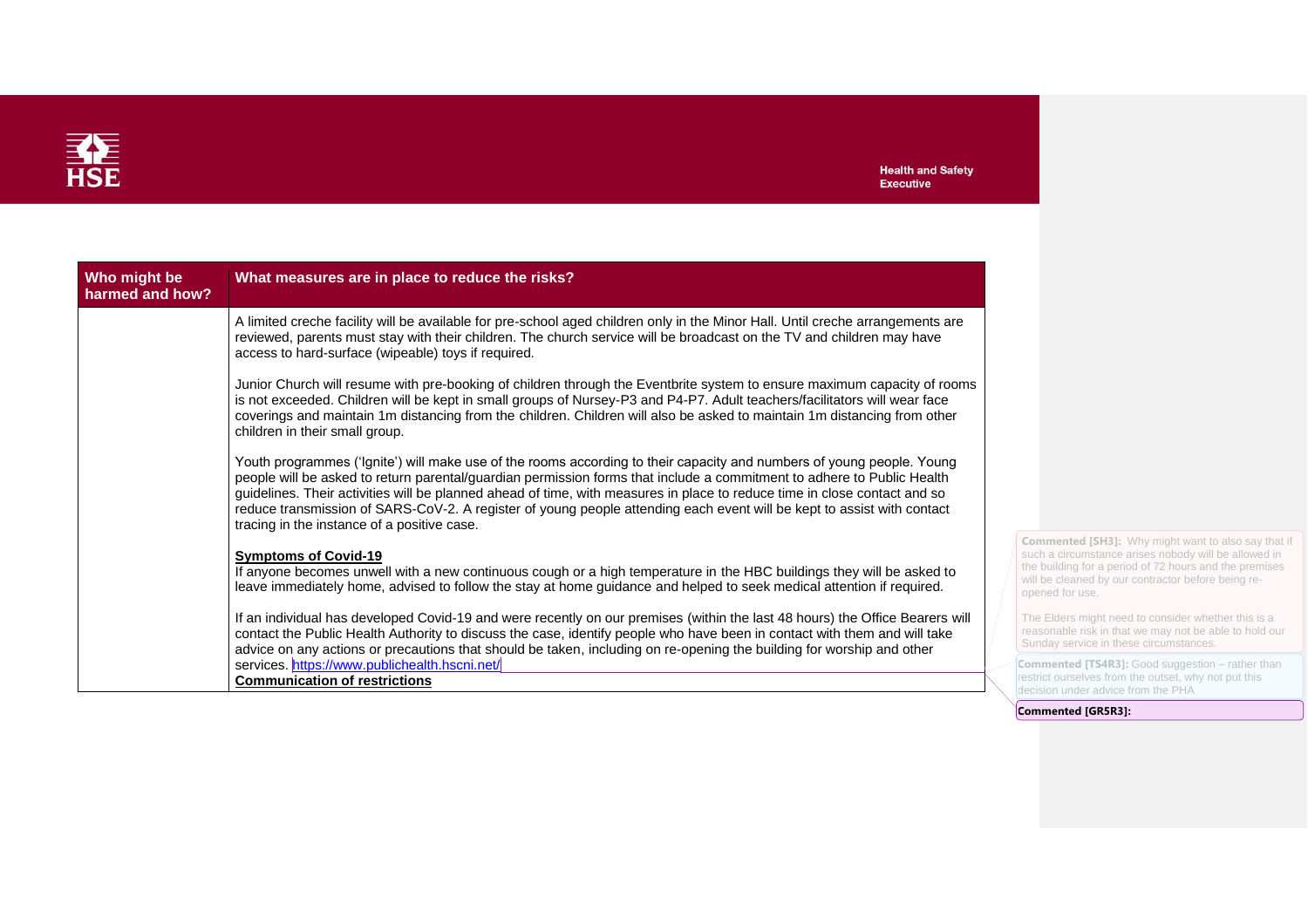| Who might be harmed and how? | What measures are in place to reduce the risks? |
|---|---|
| | A limited creche facility will be available for pre-school aged children only in the Minor Hall. Until creche arrangements are reviewed, parents must stay with their children. The church service will be broadcast on the TV and children may have access to hard-surface (wipeable) toys if required.<br><br>Junior Church will resume with pre-booking of children through the Eventbrite system to ensure maximum capacity of rooms is not exceeded. Children will be kept in small groups of Nursey-P3 and P4-P7. Adult teachers/facilitators will wear face coverings and maintain 1m distancing from the children. Children will also be asked to maintain 1m distancing from other children in their small group.<br><br>Youth programmes ('Ignite') will make use of the rooms according to their capacity and numbers of young people. Young people will be asked to return parental/guardian permission forms that include a commitment to adhere to Public Health guidelines. Their activities will be planned ahead of time, with measures in place to reduce time in close contact and so reduce transmission of SARS-CoV-2. A register of young people attending each event will be kept to assist with contact tracing in the instance of a positive case.<br><br>**Symptoms of Covid-19**<br>If anyone becomes unwell with a new continuous cough or a high temperature in the HBC buildings they will be asked to leave immediately home, advised to follow the stay at home guidance and helped to seek medical attention if required.<br><br>If an individual has developed Covid-19 and were recently on our premises (within the last 48 hours) the Office Bearers will contact the Public Health Authority to discuss the case, identify people who have been in contact with them and will take advice on any actions or precautions that should be taken, including on re-opening the building for worship and other services. https://www.publichealth.hscni.net/<br>**Communication of restrictions** |

**Commented [SH3]:** Why might want to also say that if such a circumstance arises nobody will be allowed in the building for a period of 72 hours and the premises will be cleaned by our contractor before being re-opened for use.

The Elders might need to consider whether this is a reasonable risk in that we may not be able to hold our Sunday service in these circumstances.

**Commented [TS4R3]:** Good suggestion – rather than restrict ourselves from the outset, why not put this decision under advice from the PHA

**Commented [GR5R3]:**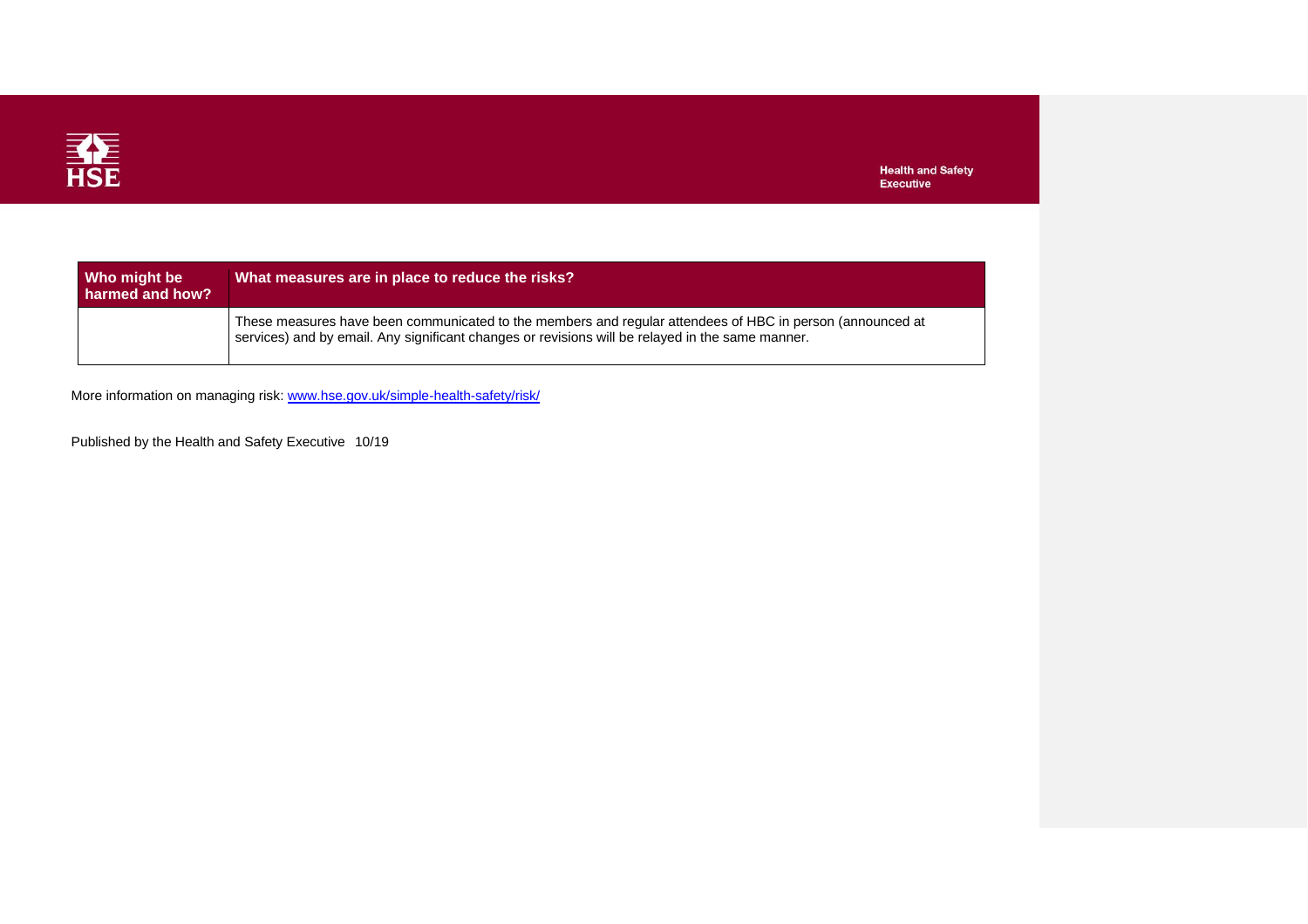| Who might be harmed and how? | What measures are in place to reduce the risks? |
|---|---|
| | These measures have been communicated to the members and regular attendees of HBC in person (announced at services) and by email. Any significant changes or revisions will be relayed in the same manner. |

More information on managing risk: www.hse.gov.uk/simple-health-safety/risk/

Published by the Health and Safety Executive 10/19